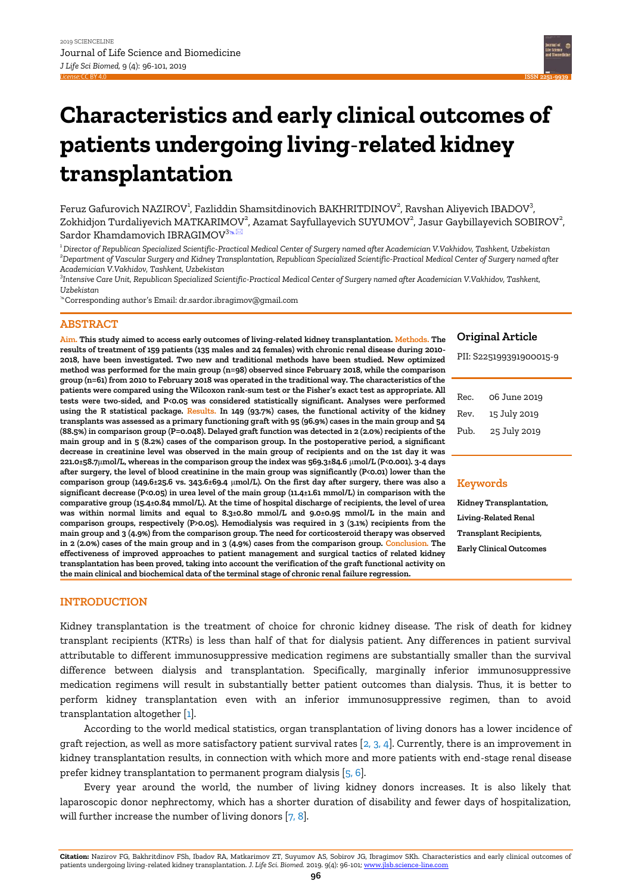# Characteristics and early clinical outcomes of patients undergoing living-related kidney transplantation

Feruz Gafurovich NAZIROV[1], Fazliddin Shamsitdinovich BAKHRITDINOV[2], Ravshan Aliyevich IBADOV[3], Zokhidjon Turdaliyevich MATKARIMOV[2], Azamat Sayfullayevich SUYUMOV[2], Jasur Gaybillayevich SOBIROV[2], Sardor Khamdamovich IBRAGIMOV[3]

[1]*Director of Republican Specialized Scientific-Practical Medical Center of Surgery named after Academician V.Vakhidov, Tashkent, Uzbekistan*
[2]*Department of Vascular Surgery and Kidney Transplantation, Republican Specialized Scientific-Practical Medical Center of Surgery named after Academician V.Vakhidov, Tashkent, Uzbekistan*
[3]*Intensive Care Unit, Republican Specialized Scientific-Practical Medical Center of Surgery named after Academician V.Vakhidov, Tashkent, Uzbekistan*

Corresponding author's Email: dr.sardor.ibragimov@gmail.com

**Original Article**

PII: S225199391900015-9

Rec. 06 June 2019
Rev. 15 July 2019
Pub. 25 July 2019

## ABSTRACT

**Aim.** **This study aimed to access early outcomes of living-related kidney transplantation.** **Methods.** **The results of treatment of 159 patients (135 males and 24 females) with chronic renal disease during 2010-2018, have been investigated. Two new and traditional methods have been studied. New optimized method was performed for the main group (n=98) observed since February 2018, while the comparison group (n=61) from 2010 to February 2018 was operated in the traditional way. The characteristics of the patients were compared using the Wilcoxon rank-sum test or the Fisher's exact test as appropriate. All tests were two-sided, and P<0.05 was considered statistically significant. Analyses were performed using the R statistical package.** **Results.** **In 149 (93.7%) cases, the functional activity of the kidney transplants was assessed as a primary functioning graft with 95 (96.9%) cases in the main group and 54 (88.5%) in comparison group (P=0.048). Delayed graft function was detected in 2 (2.0%) recipients of the main group and in 5 (8.2%) cases of the comparison group. In the postoperative period, a significant decrease in creatinine level was observed in the main group of recipients and on the 1st day it was 221.0±58.7μmol/L, whereas in the comparison group the index was 569.3±84.6 μmol/L (P<0.001). 3-4 days after surgery, the level of blood creatinine in the main group was significantly (P<0.01) lower than the comparison group (149.6±25.6 vs. 343.6±69.4 μmol/L). On the first day after surgery, there was also a significant decrease (P<0.05) in urea level of the main group (11.4±1.61 mmol/L) in comparison with the comparative group (15.4±0.84 mmol/L). At the time of hospital discharge of recipients, the level of urea was within normal limits and equal to 8.3±0.80 mmol/L and 9.0±0.95 mmol/L in the main and comparison groups, respectively (P>0.05). Hemodialysis was required in 3 (3.1%) recipients from the main group and 3 (4.9%) from the comparison group. The need for corticosteroid therapy was observed in 2 (2.0%) cases of the main group and in 3 (4.9%) cases from the comparison group.** **Conclusion.** **The effectiveness of improved approaches to patient management and surgical tactics of related kidney transplantation has been proved, taking into account the verification of the graft functional activity on the main clinical and biochemical data of the terminal stage of chronic renal failure regression.**

**Keywords**

**Kidney Transplantation, Living-Related Renal Transplant Recipients, Early Clinical Outcomes**

## INTRODUCTION

Kidney transplantation is the treatment of choice for chronic kidney disease. The risk of death for kidney transplant recipients (KTRs) is less than half of that for dialysis patient. Any differences in patient survival attributable to different immunosuppressive medication regimens are substantially smaller than the survival difference between dialysis and transplantation. Specifically, marginally inferior immunosuppressive medication regimens will result in substantially better patient outcomes than dialysis. Thus, it is better to perform kidney transplantation even with an inferior immunosuppressive regimen, than to avoid transplantation altogether [1].

According to the world medical statistics, organ transplantation of living donors has a lower incidence of graft rejection, as well as more satisfactory patient survival rates [2, 3, 4]. Currently, there is an improvement in kidney transplantation results, in connection with which more and more patients with end-stage renal disease prefer kidney transplantation to permanent program dialysis [5, 6].

Every year around the world, the number of living kidney donors increases. It is also likely that laparoscopic donor nephrectomy, which has a shorter duration of disability and fewer days of hospitalization, will further increase the number of living donors [7, 8].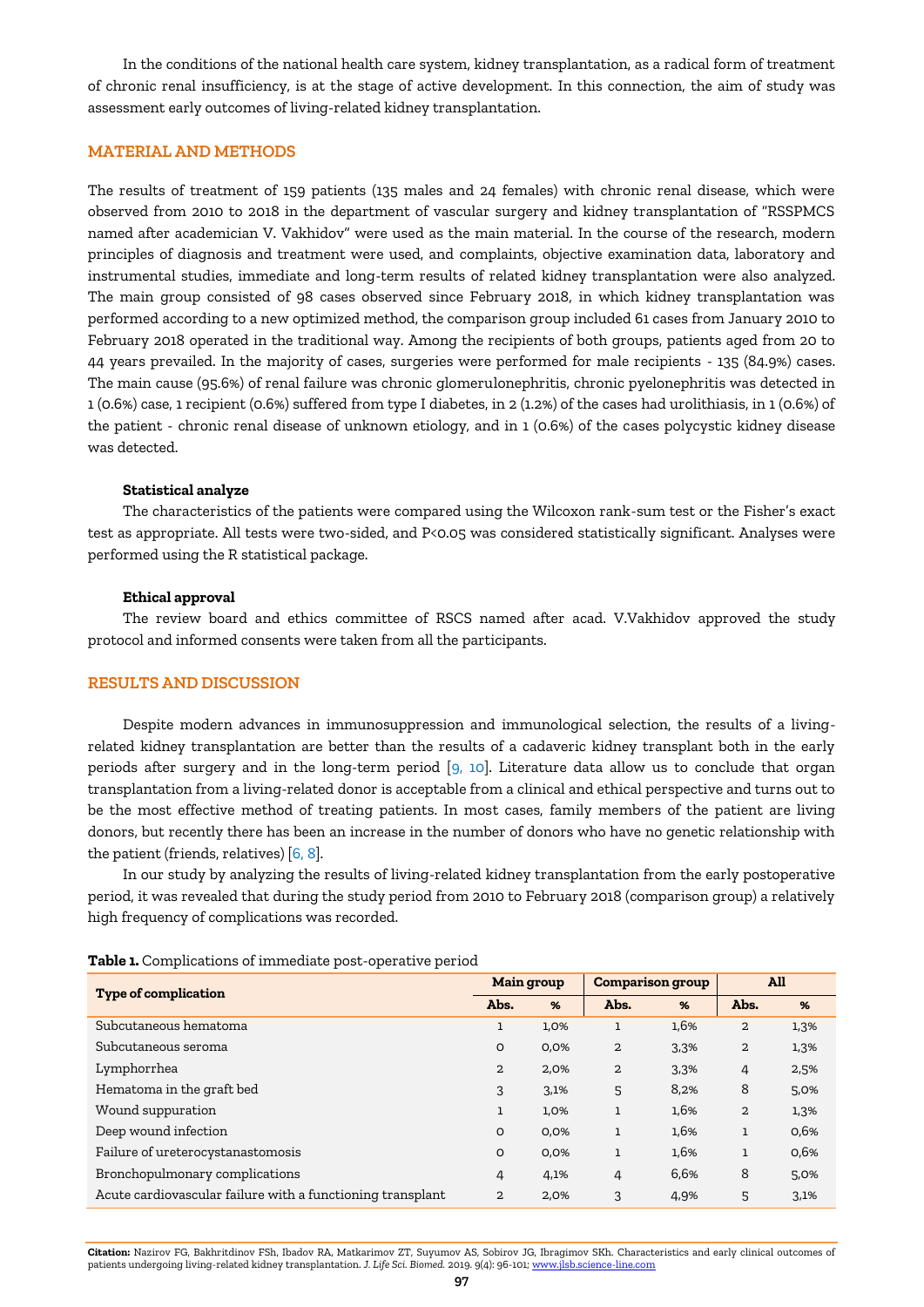In the conditions of the national health care system, kidney transplantation, as a radical form of treatment of chronic renal insufficiency, is at the stage of active development. In this connection, the aim of study was assessment early outcomes of living-related kidney transplantation.

## MATERIAL AND METHODS

The results of treatment of 159 patients (135 males and 24 females) with chronic renal disease, which were observed from 2010 to 2018 in the department of vascular surgery and kidney transplantation of "RSSPMCS named after academician V. Vakhidov" were used as the main material. In the course of the research, modern principles of diagnosis and treatment were used, and complaints, objective examination data, laboratory and instrumental studies, immediate and long-term results of related kidney transplantation were also analyzed. The main group consisted of 98 cases observed since February 2018, in which kidney transplantation was performed according to a new optimized method, the comparison group included 61 cases from January 2010 to February 2018 operated in the traditional way. Among the recipients of both groups, patients aged from 20 to 44 years prevailed. In the majority of cases, surgeries were performed for male recipients - 135 (84.9%) cases. The main cause (95.6%) of renal failure was chronic glomerulonephritis, chronic pyelonephritis was detected in 1 (0.6%) case, 1 recipient (0.6%) suffered from type I diabetes, in 2 (1.2%) of the cases had urolithiasis, in 1 (0.6%) of the patient - chronic renal disease of unknown etiology, and in 1 (0.6%) of the cases polycystic kidney disease was detected.

### Statistical analyze

The characteristics of the patients were compared using the Wilcoxon rank-sum test or the Fisher's exact test as appropriate. All tests were two-sided, and $P<0.05$ was considered statistically significant. Analyses were performed using the R statistical package.

### Ethical approval

The review board and ethics committee of RSCS named after acad. V.Vakhidov approved the study protocol and informed consents were taken from all the participants.

## RESULTS AND DISCUSSION

Despite modern advances in immunosuppression and immunological selection, the results of a living-related kidney transplantation are better than the results of a cadaveric kidney transplant both in the early periods after surgery and in the long-term period [9, 10]. Literature data allow us to conclude that organ transplantation from a living-related donor is acceptable from a clinical and ethical perspective and turns out to be the most effective method of treating patients. In most cases, family members of the patient are living donors, but recently there has been an increase in the number of donors who have no genetic relationship with the patient (friends, relatives) [6, 8].

In our study by analyzing the results of living-related kidney transplantation from the early postoperative period, it was revealed that during the study period from 2010 to February 2018 (comparison group) a relatively high frequency of complications was recorded.

**Table 1.** Complications of immediate post-operative period

| Type of complication | Main group | | Comparison group | | All | |
|---|---|---|---|---|---|---|
| | Abs. | % | Abs. | % | Abs. | % |
| Subcutaneous hematoma | 1 | 1,0% | 1 | 1,6% | 2 | 1,3% |
| Subcutaneous seroma | 0 | 0,0% | 2 | 3,3% | 2 | 1,3% |
| Lymphorrhea | 2 | 2,0% | 2 | 3,3% | 4 | 2,5% |
| Hematoma in the graft bed | 3 | 3,1% | 5 | 8,2% | 8 | 5,0% |
| Wound suppuration | 1 | 1,0% | 1 | 1,6% | 2 | 1,3% |
| Deep wound infection | 0 | 0,0% | 1 | 1,6% | 1 | 0,6% |
| Failure of ureterocystanastomosis | 0 | 0,0% | 1 | 1,6% | 1 | 0,6% |
| Bronchopulmonary complications | 4 | 4,1% | 4 | 6,6% | 8 | 5,0% |
| Acute cardiovascular failure with a functioning transplant | 2 | 2,0% | 3 | 4,9% | 5 | 3,1% |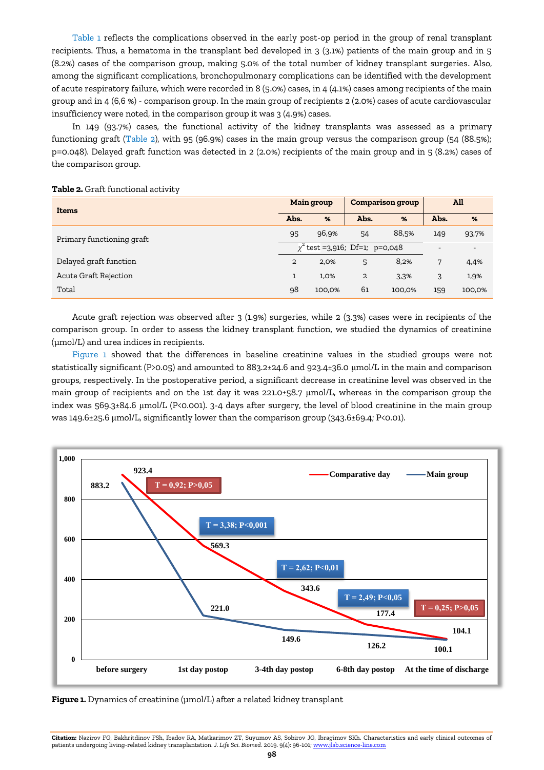Table 1 reflects the complications observed in the early post-op period in the group of renal transplant recipients. Thus, a hematoma in the transplant bed developed in 3 (3.1%) patients of the main group and in 5 (8.2%) cases of the comparison group, making 5.0% of the total number of kidney transplant surgeries. Also, among the significant complications, bronchopulmonary complications can be identified with the development of acute respiratory failure, which were recorded in 8 (5.0%) cases, in 4 (4.1%) cases among recipients of the main group and in 4 (6,6 %) - comparison group. In the main group of recipients 2 (2.0%) cases of acute cardiovascular insufficiency were noted, in the comparison group it was 3 (4.9%) cases.

In 149 (93.7%) cases, the functional activity of the kidney transplants was assessed as a primary functioning graft (Table 2), with 95 (96.9%) cases in the main group versus the comparison group (54 (88.5%); p=0.048). Delayed graft function was detected in 2 (2.0%) recipients of the main group and in 5 (8.2%) cases of the comparison group.

**Table 2.** Graft functional activity

| Items | Main group | | Comparison group | | All | |
|---|---|---|---|---|---|---|
| | Abs. | % | Abs. | % | Abs. | % |
| Primary functioning graft | 95 | 96,9% | 54 | 88,5% | 149 | 93,7% |
| | $\chi^2$ test =3,916; Df=1; p=0,048 | | | | - | - |
| Delayed graft function | 2 | 2,0% | 5 | 8,2% | 7 | 4,4% |
| Acute Graft Rejection | 1 | 1,0% | 2 | 3,3% | 3 | 1,9% |
| Total | 98 | 100,0% | 61 | 100,0% | 159 | 100,0% |

Acute graft rejection was observed after 3 (1.9%) surgeries, while 2 (3.3%) cases were in recipients of the comparison group. In order to assess the kidney transplant function, we studied the dynamics of creatinine (μmol/L) and urea indices in recipients.

Figure 1 showed that the differences in baseline creatinine values in the studied groups were not statistically significant (P>0.05) and amounted to 883.2±24.6 and 923.4±36.0 μmol/L in the main and comparison groups, respectively. In the postoperative period, a significant decrease in creatinine level was observed in the main group of recipients and on the 1st day it was 221.0±58.7 μmol/L, whereas in the comparison group the index was 569.3±84.6 μmol/L (P<0.001). 3-4 days after surgery, the level of blood creatinine in the main group was 149.6±25.6 μmol/L, significantly lower than the comparison group (343.6±69.4; P<0.01).

**Figure 1.** Dynamics of creatinine (μmol/L) after a related kidney transplant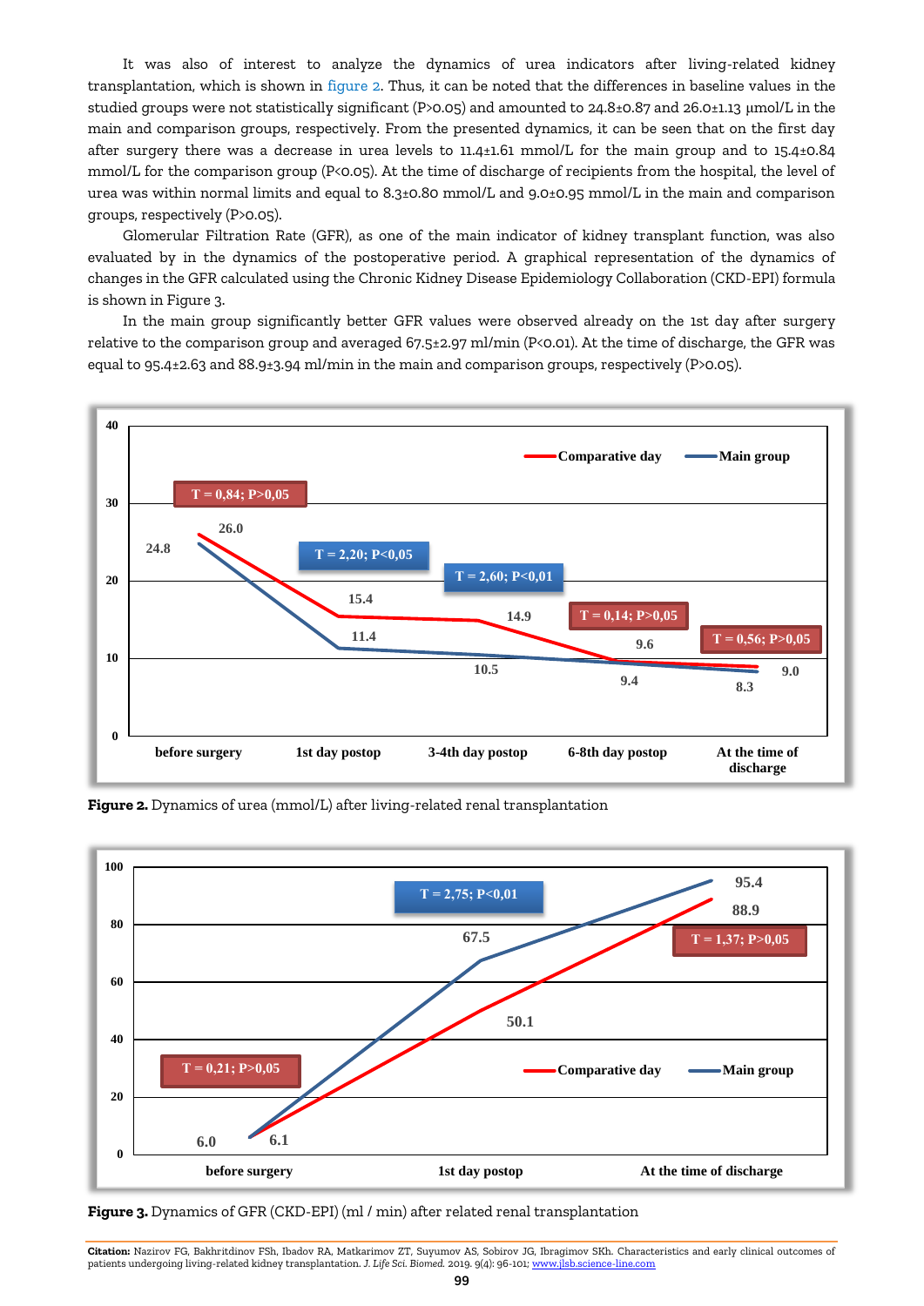It was also of interest to analyze the dynamics of urea indicators after living-related kidney transplantation, which is shown in figure 2. Thus, it can be noted that the differences in baseline values in the studied groups were not statistically significant (P>0.05) and amounted to 24.8±0.87 and 26.0±1.13 μmol/L in the main and comparison groups, respectively. From the presented dynamics, it can be seen that on the first day after surgery there was a decrease in urea levels to 11.4±1.61 mmol/L for the main group and to 15.4±0.84 mmol/L for the comparison group (P<0.05). At the time of discharge of recipients from the hospital, the level of urea was within normal limits and equal to 8.3±0.80 mmol/L and 9.0±0.95 mmol/L in the main and comparison groups, respectively (P>0.05).

Glomerular Filtration Rate (GFR), as one of the main indicator of kidney transplant function, was also evaluated by in the dynamics of the postoperative period. A graphical representation of the dynamics of changes in the GFR calculated using the Chronic Kidney Disease Epidemiology Collaboration (CKD-EPI) formula is shown in Figure 3.

In the main group significantly better GFR values were observed already on the 1st day after surgery relative to the comparison group and averaged 67.5±2.97 ml/min (P<0.01). At the time of discharge, the GFR was equal to 95.4±2.63 and 88.9±3.94 ml/min in the main and comparison groups, respectively (P>0.05).

**Figure 2.** Dynamics of urea (mmol/L) after living-related renal transplantation

**Figure 3.** Dynamics of GFR (CKD-EPI) (ml / min) after related renal transplantation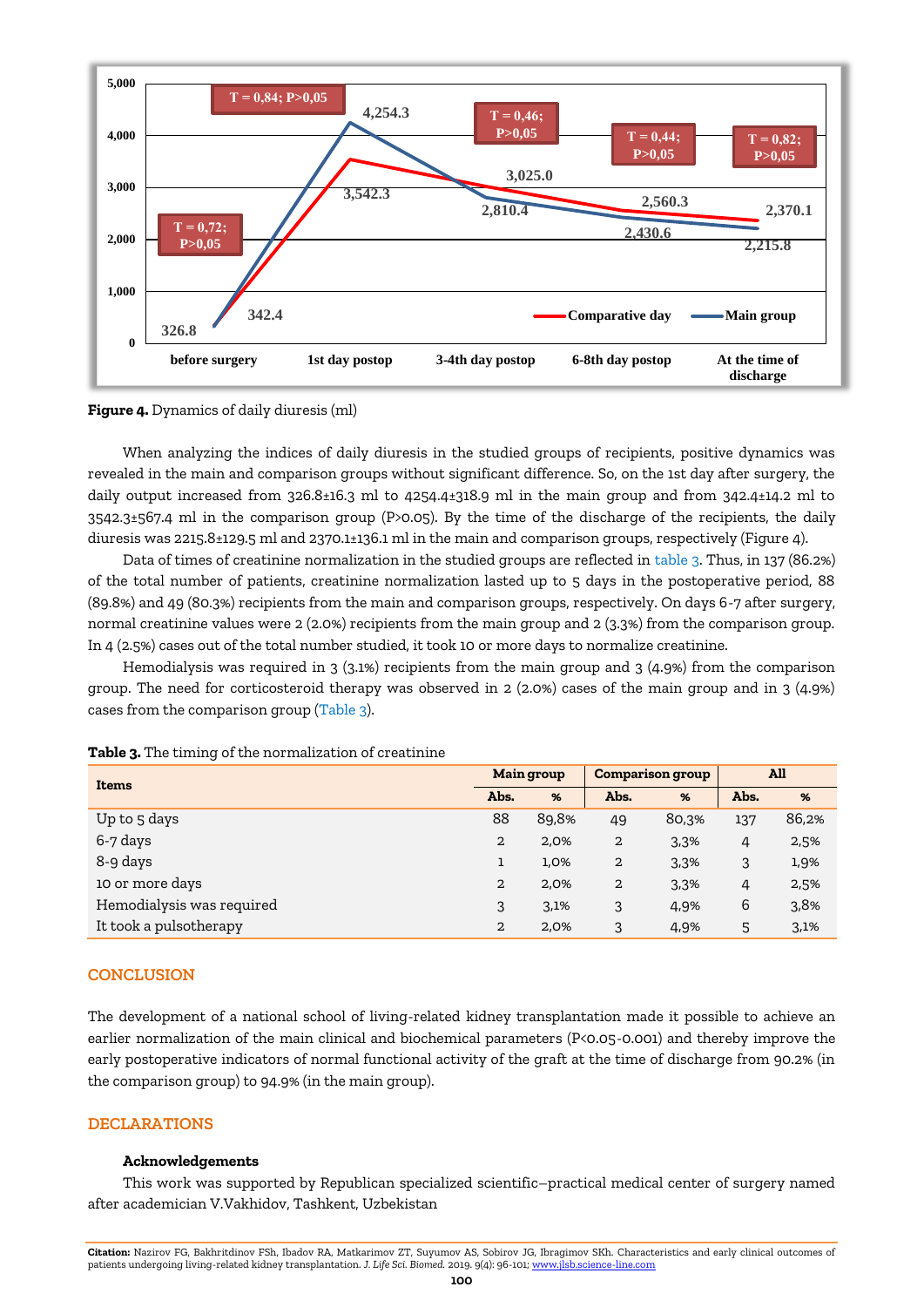**Figure 4.** Dynamics of daily diuresis (ml)

When analyzing the indices of daily diuresis in the studied groups of recipients, positive dynamics was revealed in the main and comparison groups without significant difference. So, on the 1st day after surgery, the daily output increased from 326.8±16.3 ml to 4254.4±318.9 ml in the main group and from 342.4±14.2 ml to 3542.3±567.4 ml in the comparison group (P>0.05). By the time of the discharge of the recipients, the daily diuresis was 2215.8±129.5 ml and 2370.1±136.1 ml in the main and comparison groups, respectively (Figure 4).

Data of times of creatinine normalization in the studied groups are reflected in table 3. Thus, in 137 (86.2%) of the total number of patients, creatinine normalization lasted up to 5 days in the postoperative period, 88 (89.8%) and 49 (80.3%) recipients from the main and comparison groups, respectively. On days 6-7 after surgery, normal creatinine values were 2 (2.0%) recipients from the main group and 2 (3.3%) from the comparison group. In 4 (2.5%) cases out of the total number studied, it took 10 or more days to normalize creatinine.

Hemodialysis was required in 3 (3.1%) recipients from the main group and 3 (4.9%) from the comparison group. The need for corticosteroid therapy was observed in 2 (2.0%) cases of the main group and in 3 (4.9%) cases from the comparison group (Table 3).

**Table 3.** The timing of the normalization of creatinine

| Items | Main group | | Comparison group | | All | |
|---|---|---|---|---|---|---|
| | Abs. | % | Abs. | % | Abs. | % |
| Up to 5 days | 88 | 89,8% | 49 | 80,3% | 137 | 86,2% |
| 6-7 days | 2 | 2,0% | 2 | 3,3% | 4 | 2,5% |
| 8-9 days | 1 | 1,0% | 2 | 3,3% | 3 | 1,9% |
| 10 or more days | 2 | 2,0% | 2 | 3,3% | 4 | 2,5% |
| Hemodialysis was required | 3 | 3,1% | 3 | 4,9% | 6 | 3,8% |
| It took a pulsotherapy | 2 | 2,0% | 3 | 4,9% | 5 | 3,1% |

## CONCLUSION

The development of a national school of living-related kidney transplantation made it possible to achieve an earlier normalization of the main clinical and biochemical parameters (P<0.05-0.001) and thereby improve the early postoperative indicators of normal functional activity of the graft at the time of discharge from 90.2% (in the comparison group) to 94.9% (in the main group).

## DECLARATIONS

### Acknowledgements

This work was supported by Republican specialized scientific–practical medical center of surgery named after academician V.Vakhidov, Tashkent, Uzbekistan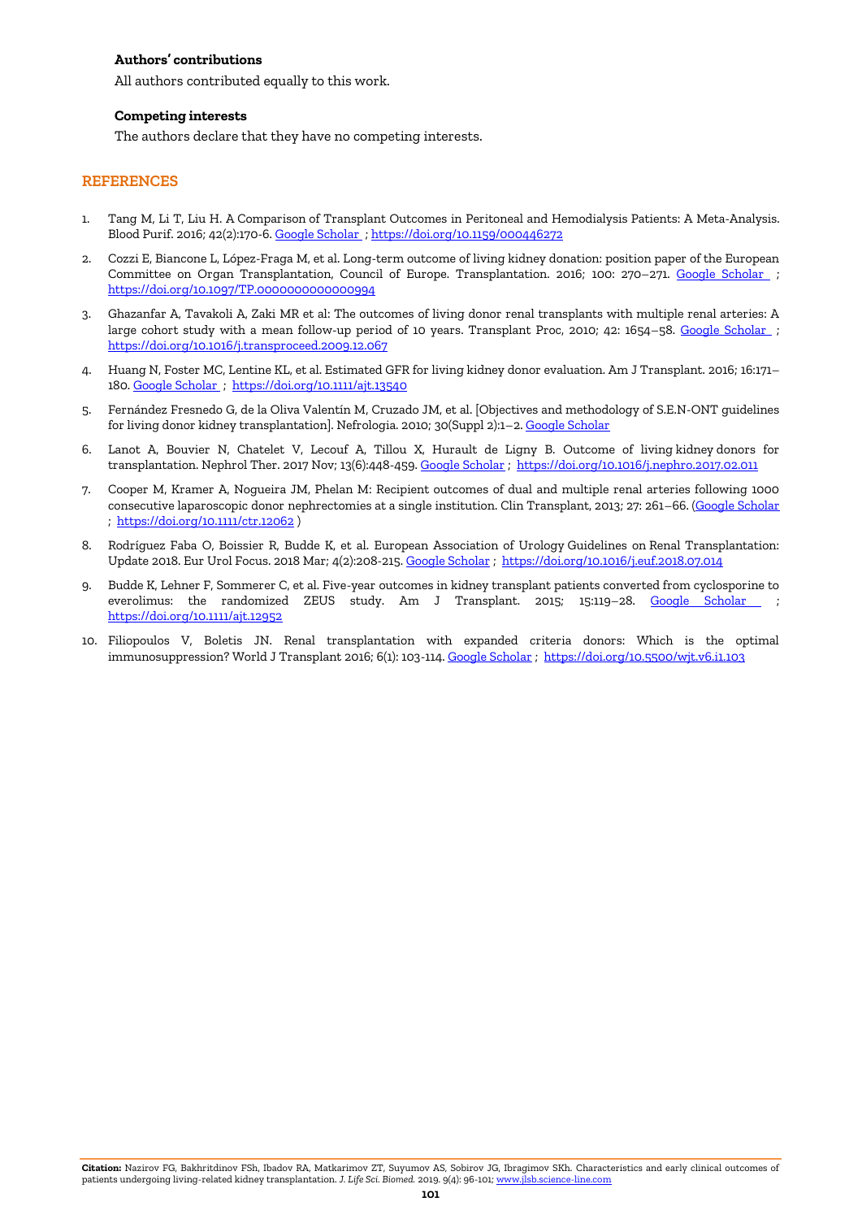### Authors' contributions

All authors contributed equally to this work.

### Competing interests

The authors declare that they have no competing interests.

## REFERENCES

1. Tang M, Li T, Liu H. A Comparison of Transplant Outcomes in Peritoneal and Hemodialysis Patients: A Meta-Analysis. Blood Purif. 2016; 42(2):170-6. Google Scholar ; https://doi.org/10.1159/000446272
2. Cozzi E, Biancone L, López-Fraga M, et al. Long-term outcome of living kidney donation: position paper of the European Committee on Organ Transplantation, Council of Europe. Transplantation. 2016; 100: 270–271. Google Scholar ; https://doi.org/10.1097/TP.0000000000000994
3. Ghazanfar A, Tavakoli A, Zaki MR et al: The outcomes of living donor renal transplants with multiple renal arteries: A large cohort study with a mean follow-up period of 10 years. Transplant Proc, 2010; 42: 1654–58. Google Scholar ; https://doi.org/10.1016/j.transproceed.2009.12.067
4. Huang N, Foster MC, Lentine KL, et al. Estimated GFR for living kidney donor evaluation. Am J Transplant. 2016; 16:171–180. Google Scholar ; https://doi.org/10.1111/ajt.13540
5. Fernández Fresnedo G, de la Oliva Valentín M, Cruzado JM, et al. [Objectives and methodology of S.E.N-ONT guidelines for living donor kidney transplantation]. Nefrologia. 2010; 30(Suppl 2):1–2. Google Scholar
6. Lanot A, Bouvier N, Chatelet V, Lecouf A, Tillou X, Hurault de Ligny B. Outcome of living kidney donors for transplantation. Nephrol Ther. 2017 Nov; 13(6):448-459. Google Scholar ; https://doi.org/10.1016/j.nephro.2017.02.011
7. Cooper M, Kramer A, Nogueira JM, Phelan M: Recipient outcomes of dual and multiple renal arteries following 1000 consecutive laparoscopic donor nephrectomies at a single institution. Clin Transplant, 2013; 27: 261–66. (Google Scholar ; https://doi.org/10.1111/ctr.12062 )
8. Rodríguez Faba O, Boissier R, Budde K, et al. European Association of Urology Guidelines on Renal Transplantation: Update 2018. Eur Urol Focus. 2018 Mar; 4(2):208-215. Google Scholar ; https://doi.org/10.1016/j.euf.2018.07.014
9. Budde K, Lehner F, Sommerer C, et al. Five-year outcomes in kidney transplant patients converted from cyclosporine to everolimus: the randomized ZEUS study. Am J Transplant. 2015; 15:119–28. Google Scholar ; https://doi.org/10.1111/ajt.12952
10. Filiopoulos V, Boletis JN. Renal transplantation with expanded criteria donors: Which is the optimal immunosuppression? World J Transplant 2016; 6(1): 103-114. Google Scholar ; https://doi.org/10.5500/wjt.v6.i1.103